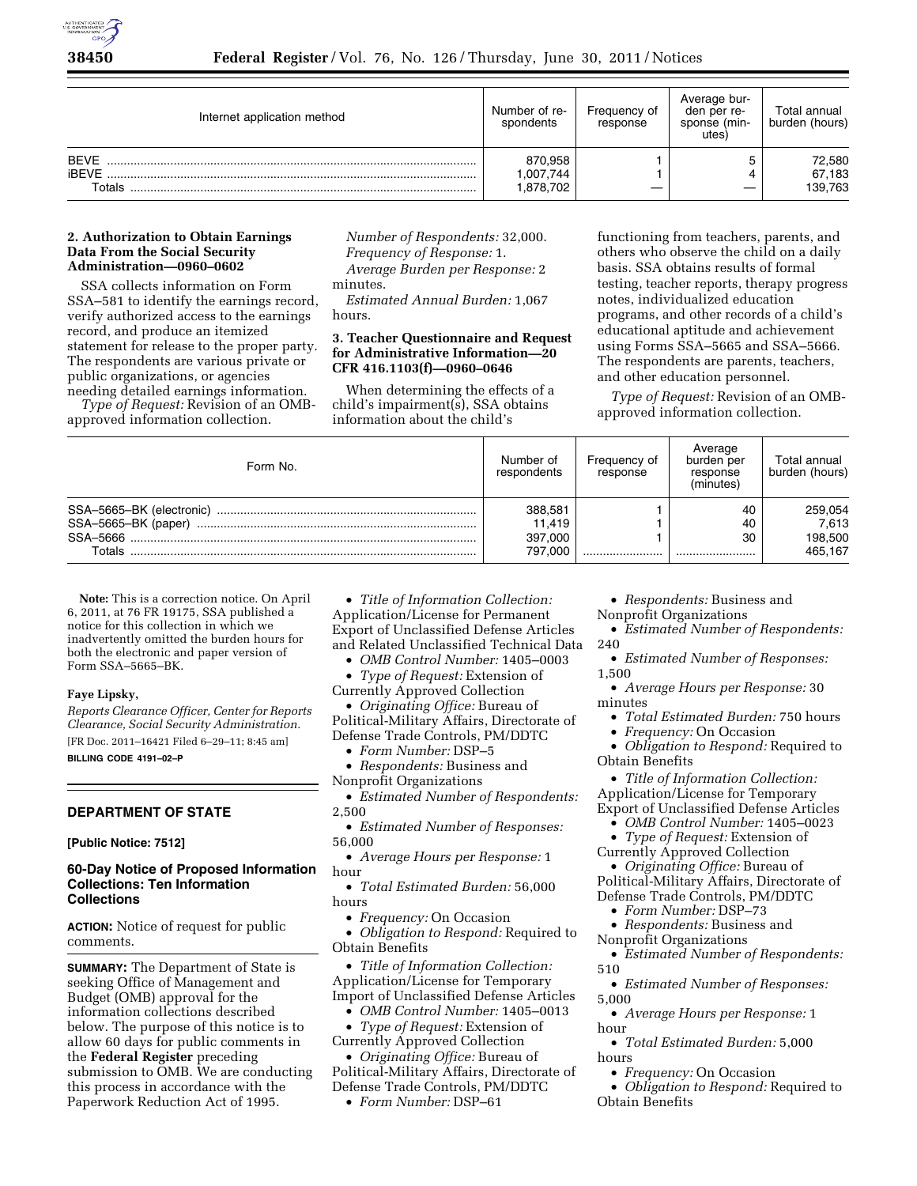| Internet application method | Number of respondents | Frequency of response | Average burden per response (minutes) | Total annual burden (hours) |
|---|---|---|---|---|
| BEVE | 870,958 | 1 | 5 | 72,580 |
| iBEVE | 1,007,744 | 1 | 4 | 67,183 |
| Totals | 1,878,702 | — | — | 139,763 |

**2. Authorization to Obtain Earnings Data From the Social Security Administration—0960–0602**

SSA collects information on Form SSA–581 to identify the earnings record, verify authorized access to the earnings record, and produce an itemized statement for release to the proper party. The respondents are various private or public organizations, or agencies needing detailed earnings information.

*Type of Request:* Revision of an OMB-approved information collection.

*Number of Respondents:* 32,000.

*Frequency of Response:* 1.

*Average Burden per Response:* 2 minutes.

*Estimated Annual Burden:* 1,067 hours.

**3. Teacher Questionnaire and Request for Administrative Information—20 CFR 416.1103(f)—0960–0646**

When determining the effects of a child's impairment(s), SSA obtains information about the child's functioning from teachers, parents, and others who observe the child on a daily basis. SSA obtains results of formal testing, teacher reports, therapy progress notes, individualized education programs, and other records of a child's educational aptitude and achievement using Forms SSA–5665 and SSA–5666. The respondents are parents, teachers, and other education personnel.

*Type of Request:* Revision of an OMB-approved information collection.

| Form No. | Number of respondents | Frequency of response | Average burden per response (minutes) | Total annual burden (hours) |
|---|---|---|---|---|
| SSA–5665–BK (electronic) | 388,581 | 1 | 40 | 259,054 |
| SSA–5665–BK (paper) | 11,419 | 1 | 40 | 7,613 |
| SSA–5666 | 397,000 | 1 | 30 | 198,500 |
| Totals | 797,000 | | | 465,167 |

**Note:** This is a correction notice. On April 6, 2011, at 76 FR 19175, SSA published a notice for this collection in which we inadvertently omitted the burden hours for both the electronic and paper version of Form SSA–5665–BK.

**Faye Lipsky,**

*Reports Clearance Officer, Center for Reports Clearance, Social Security Administration.*

[FR Doc. 2011–16421 Filed 6–29–11; 8:45 am]

**BILLING CODE 4191–02–P**

## DEPARTMENT OF STATE

**[Public Notice: 7512]**

### 60-Day Notice of Proposed Information Collections: Ten Information Collections

**ACTION:** Notice of request for public comments.

**SUMMARY:** The Department of State is seeking Office of Management and Budget (OMB) approval for the information collections described below. The purpose of this notice is to allow 60 days for public comments in the **Federal Register** preceding submission to OMB. We are conducting this process in accordance with the Paperwork Reduction Act of 1995.

- *Title of Information Collection:* Application/License for Permanent Export of Unclassified Defense Articles and Related Unclassified Technical Data
- *OMB Control Number:* 1405–0003
- *Type of Request:* Extension of Currently Approved Collection
- *Originating Office:* Bureau of Political-Military Affairs, Directorate of Defense Trade Controls, PM/DDTC
- *Form Number:* DSP–5
- *Respondents:* Business and Nonprofit Organizations
- *Estimated Number of Respondents:* 2,500
- *Estimated Number of Responses:* 56,000
- *Average Hours per Response:* 1 hour
- *Total Estimated Burden:* 56,000 hours
- *Frequency:* On Occasion
- *Obligation to Respond:* Required to Obtain Benefits

- *Title of Information Collection:* Application/License for Temporary Import of Unclassified Defense Articles
- *OMB Control Number:* 1405–0013
- *Type of Request:* Extension of Currently Approved Collection
- *Originating Office:* Bureau of Political-Military Affairs, Directorate of Defense Trade Controls, PM/DDTC
- *Form Number:* DSP–61
- *Respondents:* Business and Nonprofit Organizations
- *Estimated Number of Respondents:* 240
- *Estimated Number of Responses:* 1,500
- *Average Hours per Response:* 30 minutes
- *Total Estimated Burden:* 750 hours
- *Frequency:* On Occasion
- *Obligation to Respond:* Required to Obtain Benefits

- *Title of Information Collection:* Application/License for Temporary Export of Unclassified Defense Articles
- *OMB Control Number:* 1405–0023
- *Type of Request:* Extension of Currently Approved Collection
- *Originating Office:* Bureau of Political-Military Affairs, Directorate of Defense Trade Controls, PM/DDTC
- *Form Number:* DSP–73
- *Respondents:* Business and Nonprofit Organizations
- *Estimated Number of Respondents:* 510
- *Estimated Number of Responses:* 5,000
- *Average Hours per Response:* 1 hour
- *Total Estimated Burden:* 5,000 hours
- *Frequency:* On Occasion
- *Obligation to Respond:* Required to Obtain Benefits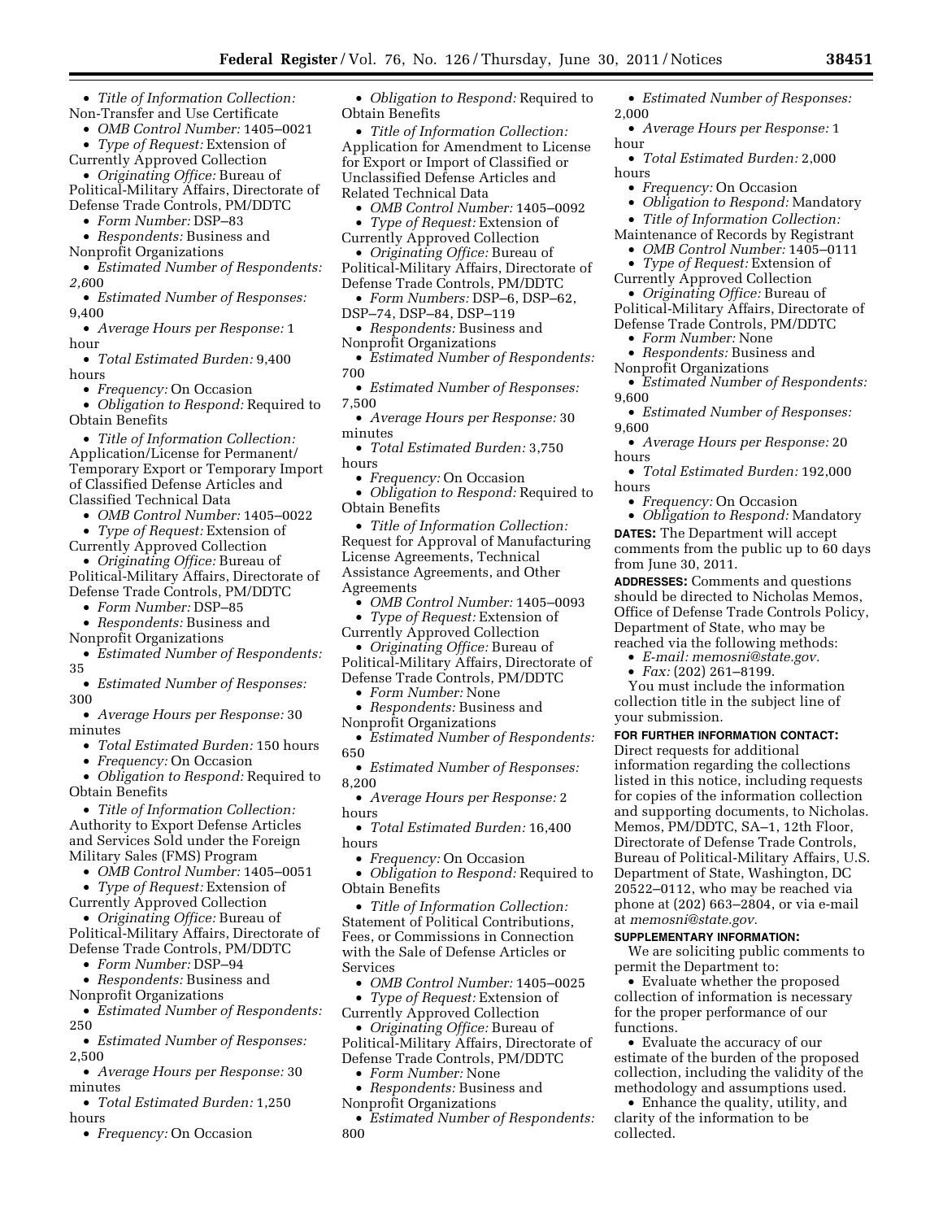- *Title of Information Collection:* Non-Transfer and Use Certificate
- *OMB Control Number:* 1405–0021
- *Type of Request:* Extension of Currently Approved Collection
- *Originating Office:* Bureau of Political-Military Affairs, Directorate of Defense Trade Controls, PM/DDTC
- *Form Number:* DSP–83
- *Respondents:* Business and Nonprofit Organizations
- *Estimated Number of Respondents: 2,6*00
- *Estimated Number of Responses:* 9,400
- *Average Hours per Response:* 1 hour
- *Total Estimated Burden:* 9,400 hours
- *Frequency:* On Occasion
- *Obligation to Respond:* Required to Obtain Benefits

- *Title of Information Collection:* Application/License for Permanent/Temporary Export or Temporary Import of Classified Defense Articles and Classified Technical Data
- *OMB Control Number:* 1405–0022
- *Type of Request:* Extension of Currently Approved Collection
- *Originating Office:* Bureau of Political-Military Affairs, Directorate of Defense Trade Controls, PM/DDTC
- *Form Number:* DSP–85
- *Respondents:* Business and Nonprofit Organizations
- *Estimated Number of Respondents:* 35
- *Estimated Number of Responses:* 300
- *Average Hours per Response:* 30 minutes
- *Total Estimated Burden:* 150 hours
- *Frequency:* On Occasion
- *Obligation to Respond:* Required to Obtain Benefits

- *Title of Information Collection:* Authority to Export Defense Articles and Services Sold under the Foreign Military Sales (FMS) Program
- *OMB Control Number:* 1405–0051
- *Type of Request:* Extension of Currently Approved Collection
- *Originating Office:* Bureau of Political-Military Affairs, Directorate of Defense Trade Controls, PM/DDTC
- *Form Number:* DSP–94
- *Respondents:* Business and Nonprofit Organizations
- *Estimated Number of Respondents:* 250
- *Estimated Number of Responses:* 2,500
- *Average Hours per Response:* 30 minutes
- *Total Estimated Burden:* 1,250 hours
- *Frequency:* On Occasion
- *Obligation to Respond:* Required to Obtain Benefits

- *Title of Information Collection:* Application for Amendment to License for Export or Import of Classified or Unclassified Defense Articles and Related Technical Data
- *OMB Control Number:* 1405–0092
- *Type of Request:* Extension of Currently Approved Collection
- *Originating Office:* Bureau of Political-Military Affairs, Directorate of Defense Trade Controls, PM/DDTC
- *Form Numbers:* DSP–6, DSP–62, DSP–74, DSP–84, DSP–119
- *Respondents:* Business and Nonprofit Organizations
- *Estimated Number of Respondents:* 700
- *Estimated Number of Responses:* 7,500
- *Average Hours per Response:* 30 minutes
- *Total Estimated Burden:* 3,750 hours
- *Frequency:* On Occasion
- *Obligation to Respond:* Required to Obtain Benefits

- *Title of Information Collection:* Request for Approval of Manufacturing License Agreements, Technical Assistance Agreements, and Other Agreements
- *OMB Control Number:* 1405–0093
- *Type of Request:* Extension of Currently Approved Collection
- *Originating Office:* Bureau of Political-Military Affairs, Directorate of Defense Trade Controls, PM/DDTC
- *Form Number:* None
- *Respondents:* Business and Nonprofit Organizations
- *Estimated Number of Respondents:* 650
- *Estimated Number of Responses:* 8,200
- *Average Hours per Response:* 2 hours
- *Total Estimated Burden:* 16,400 hours
- *Frequency:* On Occasion
- *Obligation to Respond:* Required to Obtain Benefits

- *Title of Information Collection:* Statement of Political Contributions, Fees, or Commissions in Connection with the Sale of Defense Articles or Services
- *OMB Control Number:* 1405–0025
- *Type of Request:* Extension of Currently Approved Collection
- *Originating Office:* Bureau of Political-Military Affairs, Directorate of Defense Trade Controls, PM/DDTC
- *Form Number:* None
- *Respondents:* Business and Nonprofit Organizations
- *Estimated Number of Respondents:* 800
- *Estimated Number of Responses:* 2,000
- *Average Hours per Response:* 1 hour
- *Total Estimated Burden:* 2,000 hours
- *Frequency:* On Occasion
- *Obligation to Respond:* Mandatory

- *Title of Information Collection:* Maintenance of Records by Registrant
- *OMB Control Number:* 1405–0111
- *Type of Request:* Extension of Currently Approved Collection
- *Originating Office:* Bureau of Political-Military Affairs, Directorate of Defense Trade Controls, PM/DDTC
- *Form Number:* None
- *Respondents:* Business and Nonprofit Organizations
- *Estimated Number of Respondents:* 9,600
- *Estimated Number of Responses:* 9,600
- *Average Hours per Response:* 20 hours
- *Total Estimated Burden:* 192,000 hours
- *Frequency:* On Occasion
- *Obligation to Respond:* Mandatory

**DATES:** The Department will accept comments from the public up to 60 days from June 30, 2011.

**ADDRESSES:** Comments and questions should be directed to Nicholas Memos, Office of Defense Trade Controls Policy, Department of State, who may be reached via the following methods:

- *E-mail: memosni@state.gov.*
- *Fax:* (202) 261–8199.

You must include the information collection title in the subject line of your submission.

**FOR FURTHER INFORMATION CONTACT:** Direct requests for additional information regarding the collections listed in this notice, including requests for copies of the information collection and supporting documents, to Nicholas. Memos, PM/DDTC, SA–1, 12th Floor, Directorate of Defense Trade Controls, Bureau of Political-Military Affairs, U.S. Department of State, Washington, DC 20522–0112, who may be reached via phone at (202) 663–2804, or via e-mail at *memosni@state.gov.*

**SUPPLEMENTARY INFORMATION:**

We are soliciting public comments to permit the Department to:

- Evaluate whether the proposed collection of information is necessary for the proper performance of our functions.
- Evaluate the accuracy of our estimate of the burden of the proposed collection, including the validity of the methodology and assumptions used.
- Enhance the quality, utility, and clarity of the information to be collected.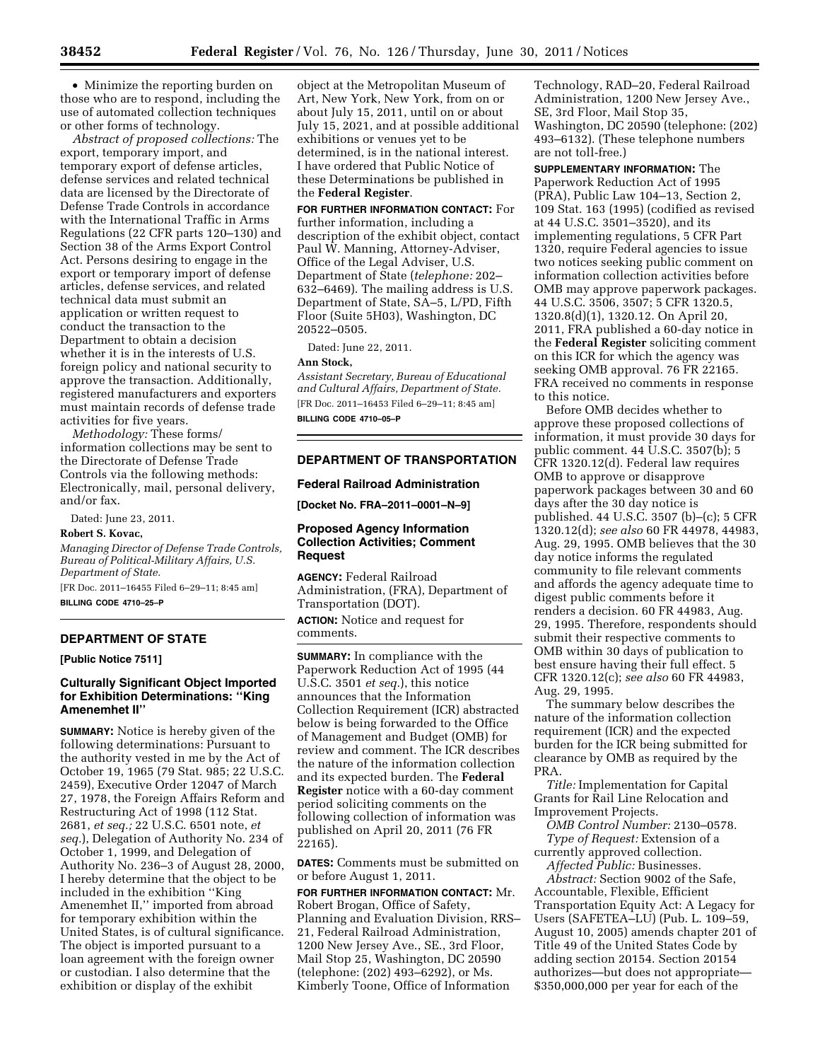• Minimize the reporting burden on those who are to respond, including the use of automated collection techniques or other forms of technology.

*Abstract of proposed collections:* The export, temporary import, and temporary export of defense articles, defense services and related technical data are licensed by the Directorate of Defense Trade Controls in accordance with the International Traffic in Arms Regulations (22 CFR parts 120–130) and Section 38 of the Arms Export Control Act. Persons desiring to engage in the export or temporary import of defense articles, defense services, and related technical data must submit an application or written request to conduct the transaction to the Department to obtain a decision whether it is in the interests of U.S. foreign policy and national security to approve the transaction. Additionally, registered manufacturers and exporters must maintain records of defense trade activities for five years.

*Methodology:* These forms/information collections may be sent to the Directorate of Defense Trade Controls via the following methods: Electronically, mail, personal delivery, and/or fax.

Dated: June 23, 2011.

**Robert S. Kovac,**

*Managing Director of Defense Trade Controls, Bureau of Political-Military Affairs, U.S. Department of State.*

[FR Doc. 2011–16455 Filed 6–29–11; 8:45 am]

**BILLING CODE 4710–25–P**

## DEPARTMENT OF STATE

**[Public Notice 7511]**

### Culturally Significant Object Imported for Exhibition Determinations: ''King Amenemhet II''

**SUMMARY:** Notice is hereby given of the following determinations: Pursuant to the authority vested in me by the Act of October 19, 1965 (79 Stat. 985; 22 U.S.C. 2459), Executive Order 12047 of March 27, 1978, the Foreign Affairs Reform and Restructuring Act of 1998 (112 Stat. 2681, *et seq.;* 22 U.S.C. 6501 note, *et seq.*), Delegation of Authority No. 234 of October 1, 1999, and Delegation of Authority No. 236–3 of August 28, 2000, I hereby determine that the object to be included in the exhibition ''King Amenemhet II,'' imported from abroad for temporary exhibition within the United States, is of cultural significance. The object is imported pursuant to a loan agreement with the foreign owner or custodian. I also determine that the exhibition or display of the exhibit object at the Metropolitan Museum of Art, New York, New York, from on or about July 15, 2011, until on or about July 15, 2021, and at possible additional exhibitions or venues yet to be determined, is in the national interest. I have ordered that Public Notice of these Determinations be published in the **Federal Register**.

**FOR FURTHER INFORMATION CONTACT:** For further information, including a description of the exhibit object, contact Paul W. Manning, Attorney-Adviser, Office of the Legal Adviser, U.S. Department of State (*telephone:* 202–632–6469). The mailing address is U.S. Department of State, SA–5, L/PD, Fifth Floor (Suite 5H03), Washington, DC 20522–0505.

Dated: June 22, 2011.

**Ann Stock,**

*Assistant Secretary, Bureau of Educational and Cultural Affairs, Department of State.*

[FR Doc. 2011–16453 Filed 6–29–11; 8:45 am]

**BILLING CODE 4710–05–P**

## DEPARTMENT OF TRANSPORTATION

### Federal Railroad Administration

**[Docket No. FRA–2011–0001–N–9]**

### Proposed Agency Information Collection Activities; Comment Request

**AGENCY:** Federal Railroad Administration, (FRA), Department of Transportation (DOT).

**ACTION:** Notice and request for comments.

**SUMMARY:** In compliance with the Paperwork Reduction Act of 1995 (44 U.S.C. 3501 *et seq.*), this notice announces that the Information Collection Requirement (ICR) abstracted below is being forwarded to the Office of Management and Budget (OMB) for review and comment. The ICR describes the nature of the information collection and its expected burden. The **Federal Register** notice with a 60-day comment period soliciting comments on the following collection of information was published on April 20, 2011 (76 FR 22165).

**DATES:** Comments must be submitted on or before August 1, 2011.

**FOR FURTHER INFORMATION CONTACT:** Mr. Robert Brogan, Office of Safety, Planning and Evaluation Division, RRS–21, Federal Railroad Administration, 1200 New Jersey Ave., SE., 3rd Floor, Mail Stop 25, Washington, DC 20590 (telephone: (202) 493–6292), or Ms. Kimberly Toone, Office of Information Technology, RAD–20, Federal Railroad Administration, 1200 New Jersey Ave., SE, 3rd Floor, Mail Stop 35, Washington, DC 20590 (telephone: (202) 493–6132). (These telephone numbers are not toll-free.)

**SUPPLEMENTARY INFORMATION:** The Paperwork Reduction Act of 1995 (PRA), Public Law 104–13, Section 2, 109 Stat. 163 (1995) (codified as revised at 44 U.S.C. 3501–3520), and its implementing regulations, 5 CFR Part 1320, require Federal agencies to issue two notices seeking public comment on information collection activities before OMB may approve paperwork packages. 44 U.S.C. 3506, 3507; 5 CFR 1320.5, 1320.8(d)(1), 1320.12. On April 20, 2011, FRA published a 60-day notice in the **Federal Register** soliciting comment on this ICR for which the agency was seeking OMB approval. 76 FR 22165. FRA received no comments in response to this notice.

Before OMB decides whether to approve these proposed collections of information, it must provide 30 days for public comment. 44 U.S.C. 3507(b); 5 CFR 1320.12(d). Federal law requires OMB to approve or disapprove paperwork packages between 30 and 60 days after the 30 day notice is published. 44 U.S.C. 3507 (b)–(c); 5 CFR 1320.12(d); *see also* 60 FR 44978, 44983, Aug. 29, 1995. OMB believes that the 30 day notice informs the regulated community to file relevant comments and affords the agency adequate time to digest public comments before it renders a decision. 60 FR 44983, Aug. 29, 1995. Therefore, respondents should submit their respective comments to OMB within 30 days of publication to best ensure having their full effect. 5 CFR 1320.12(c); *see also* 60 FR 44983, Aug. 29, 1995.

The summary below describes the nature of the information collection requirement (ICR) and the expected burden for the ICR being submitted for clearance by OMB as required by the PRA.

*Title:* Implementation for Capital Grants for Rail Line Relocation and Improvement Projects.

*OMB Control Number:* 2130–0578.

*Type of Request:* Extension of a currently approved collection.

*Affected Public:* Businesses.

*Abstract:* Section 9002 of the Safe, Accountable, Flexible, Efficient Transportation Equity Act: A Legacy for Users (SAFETEA–LU) (Pub. L. 109–59, August 10, 2005) amends chapter 201 of Title 49 of the United States Code by adding section 20154. Section 20154 authorizes—but does not appropriate—$350,000,000 per year for each of the